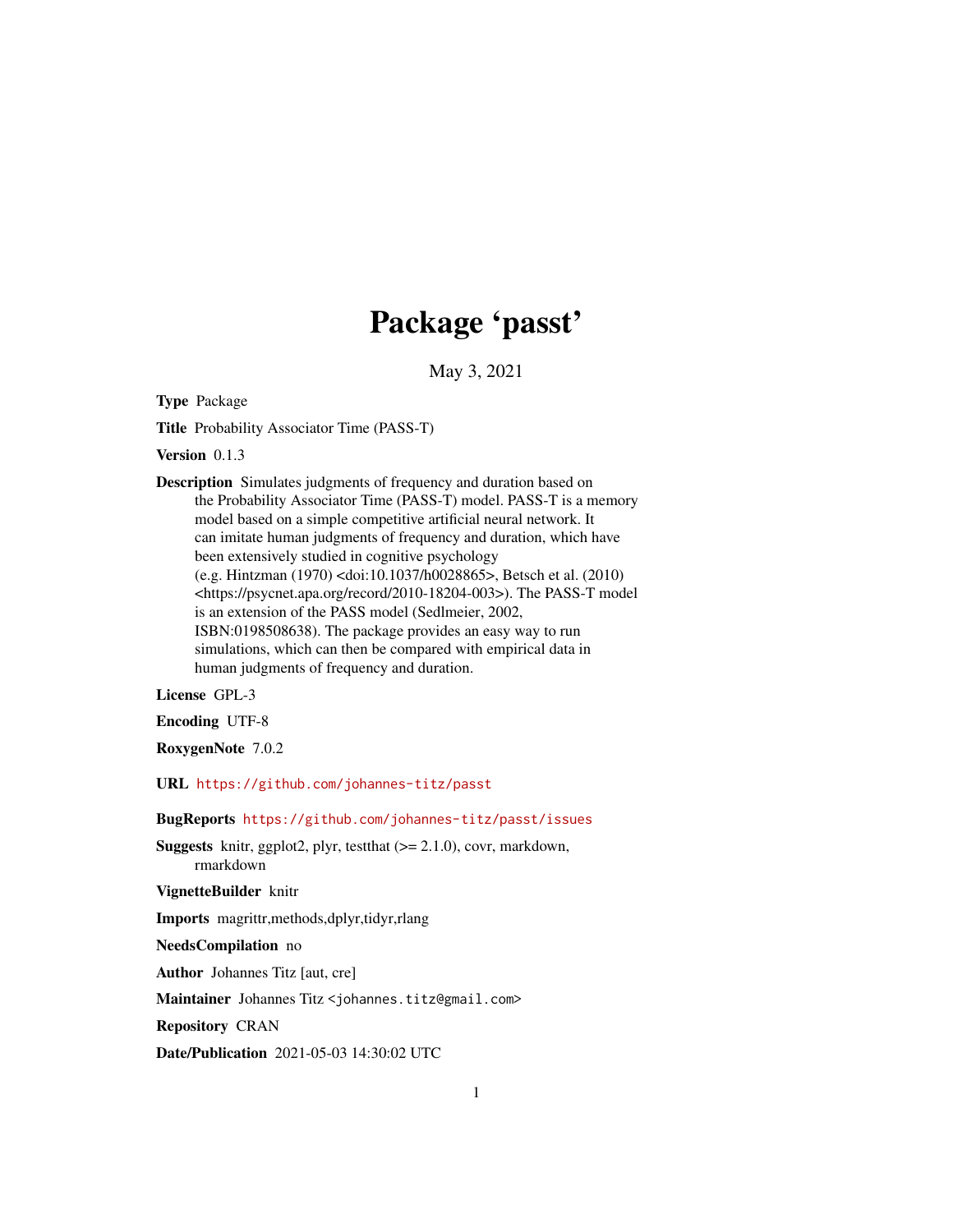# Package 'passt'

May 3, 2021

**Type** Package

**Title** Probability Associator Time (PASS-T)

**Version** 0.1.3

**Description** Simulates judgments of frequency and duration based on the Probability Associator Time (PASS-T) model. PASS-T is a memory model based on a simple competitive artificial neural network. It can imitate human judgments of frequency and duration, which have been extensively studied in cognitive psychology (e.g. Hintzman (1970) <doi:10.1037/h0028865>, Betsch et al. (2010) <https://psycnet.apa.org/record/2010-18204-003>). The PASS-T model is an extension of the PASS model (Sedlmeier, 2002, ISBN:0198508638). The package provides an easy way to run simulations, which can then be compared with empirical data in human judgments of frequency and duration.

**License** GPL-3

**Encoding** UTF-8

**RoxygenNote** 7.0.2

**URL** https://github.com/johannes-titz/passt

**BugReports** https://github.com/johannes-titz/passt/issues

**Suggests** knitr, ggplot2, plyr, testthat (>= 2.1.0), covr, markdown, rmarkdown

**VignetteBuilder** knitr

**Imports** magrittr,methods,dplyr,tidyr,rlang

**NeedsCompilation** no

**Author** Johannes Titz [aut, cre]

**Maintainer** Johannes Titz <johannes.titz@gmail.com>

**Repository** CRAN

**Date/Publication** 2021-05-03 14:30:02 UTC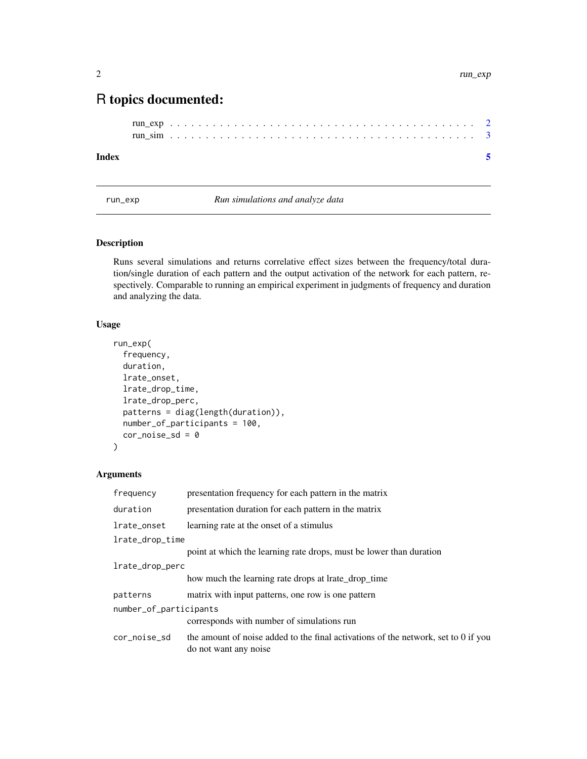# R topics documented:

run_exp . . . . . . . . . . . . . . . . . . . . . . . . . . . . . . . . . . . . . . . . 2
run_sim . . . . . . . . . . . . . . . . . . . . . . . . . . . . . . . . . . . . . . . . 3

**Index** **5**

---

`run_exp` *Run simulations and analyze data*

---

## Description

Runs several simulations and returns correlative effect sizes between the frequency/total duration/single duration of each pattern and the output activation of the network for each pattern, respectively. Comparable to running an empirical experiment in judgments of frequency and duration and analyzing the data.

## Usage

```
run_exp(
  frequency,
  duration,
  lrate_onset,
  lrate_drop_time,
  lrate_drop_perc,
  patterns = diag(length(duration)),
  number_of_participants = 100,
  cor_noise_sd = 0
)
```

## Arguments

| | |
|---|---|
| `frequency` | presentation frequency for each pattern in the matrix |
| `duration` | presentation duration for each pattern in the matrix |
| `lrate_onset` | learning rate at the onset of a stimulus |
| `lrate_drop_time` | point at which the learning rate drops, must be lower than duration |
| `lrate_drop_perc` | how much the learning rate drops at lrate_drop_time |
| `patterns` | matrix with input patterns, one row is one pattern |
| `number_of_participants` | corresponds with number of simulations run |
| `cor_noise_sd` | the amount of noise added to the final activations of the network, set to 0 if you do not want any noise |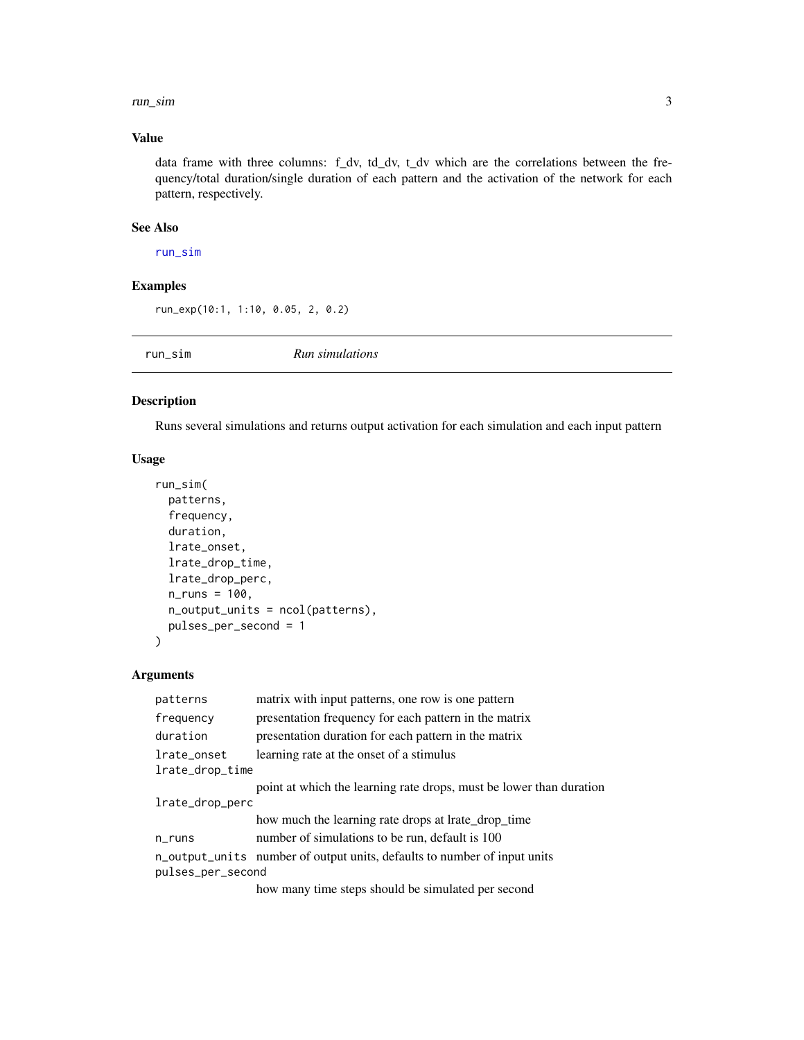### Value

data frame with three columns: f_dv, td_dv, t_dv which are the correlations between the frequency/total duration/single duration of each pattern and the activation of the network for each pattern, respectively.

### See Also

run_sim

### Examples

```
run_exp(10:1, 1:10, 0.05, 2, 0.2)
```

---

## run_sim — *Run simulations*

### Description

Runs several simulations and returns output activation for each simulation and each input pattern

### Usage

```
run_sim(
  patterns,
  frequency,
  duration,
  lrate_onset,
  lrate_drop_time,
  lrate_drop_perc,
  n_runs = 100,
  n_output_units = ncol(patterns),
  pulses_per_second = 1
)
```

### Arguments

| Argument | Description |
|---|---|
| `patterns` | matrix with input patterns, one row is one pattern |
| `frequency` | presentation frequency for each pattern in the matrix |
| `duration` | presentation duration for each pattern in the matrix |
| `lrate_onset` | learning rate at the onset of a stimulus |
| `lrate_drop_time` | point at which the learning rate drops, must be lower than duration |
| `lrate_drop_perc` | how much the learning rate drops at lrate_drop_time |
| `n_runs` | number of simulations to be run, default is 100 |
| `n_output_units` | number of output units, defaults to number of input units |
| `pulses_per_second` | how many time steps should be simulated per second |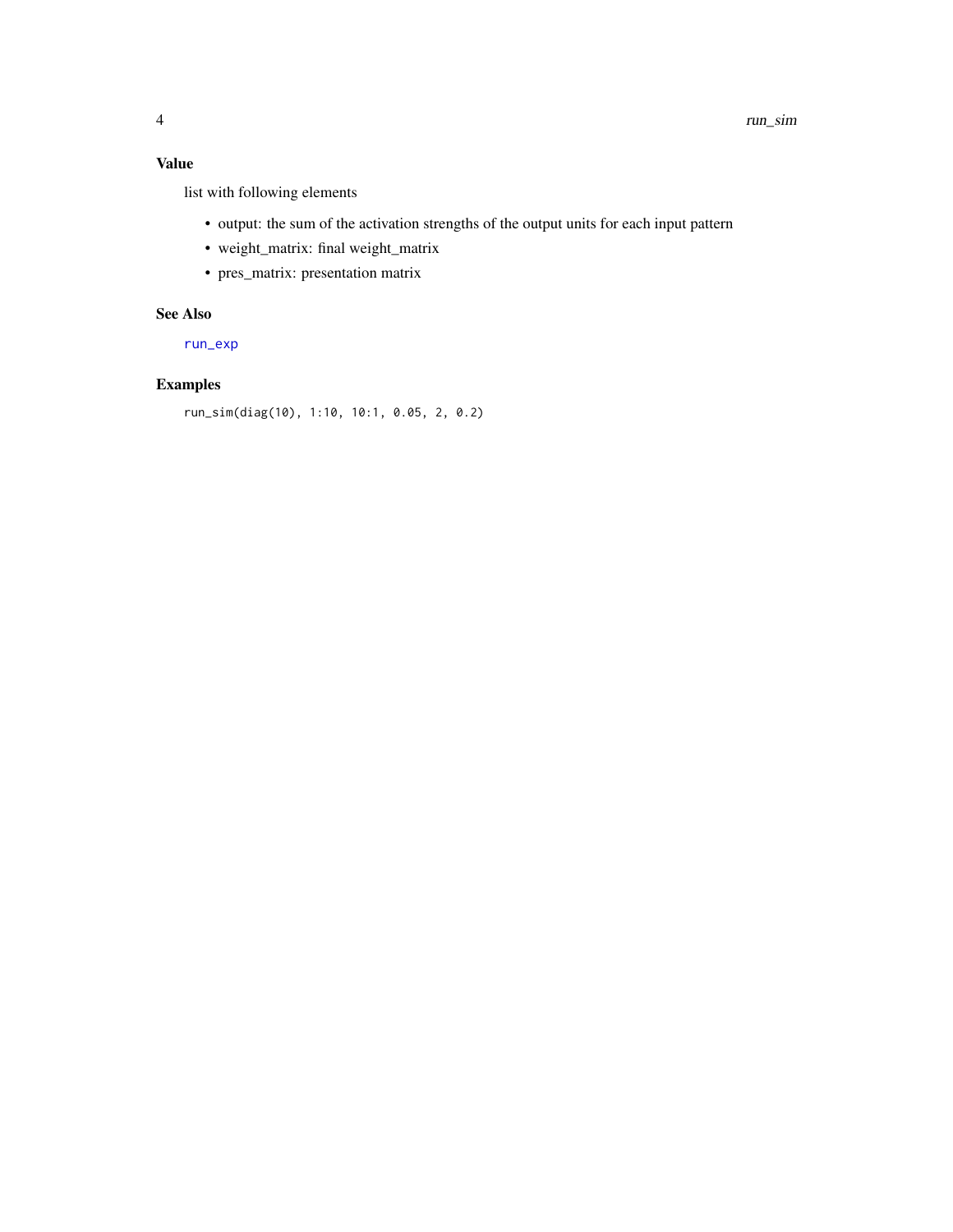## Value

list with following elements

- output: the sum of the activation strengths of the output units for each input pattern
- weight_matrix: final weight_matrix
- pres_matrix: presentation matrix

## See Also

run_exp

## Examples

```
run_sim(diag(10), 1:10, 10:1, 0.05, 2, 0.2)
```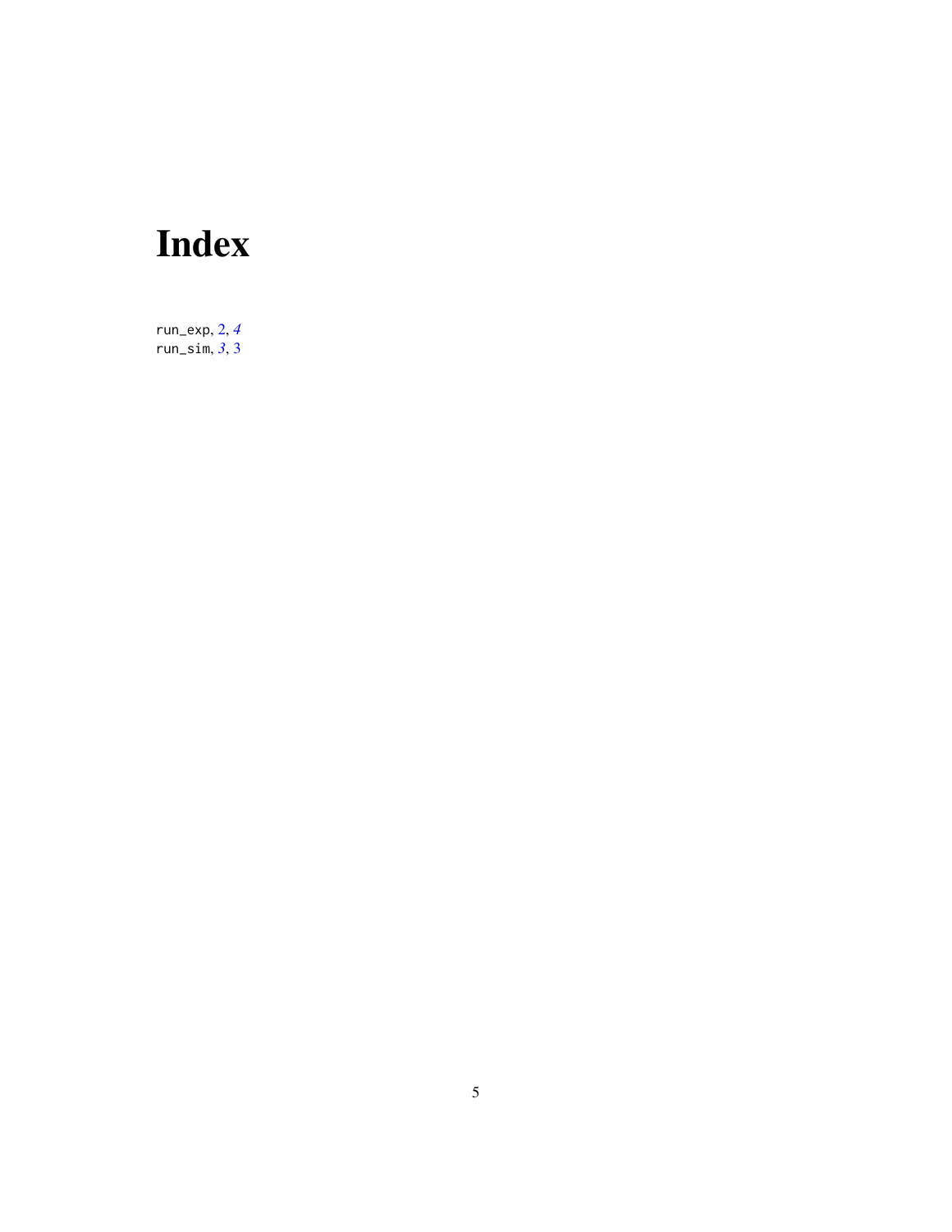# Index

run_exp, 2, *4*
run_sim, *3*, 3